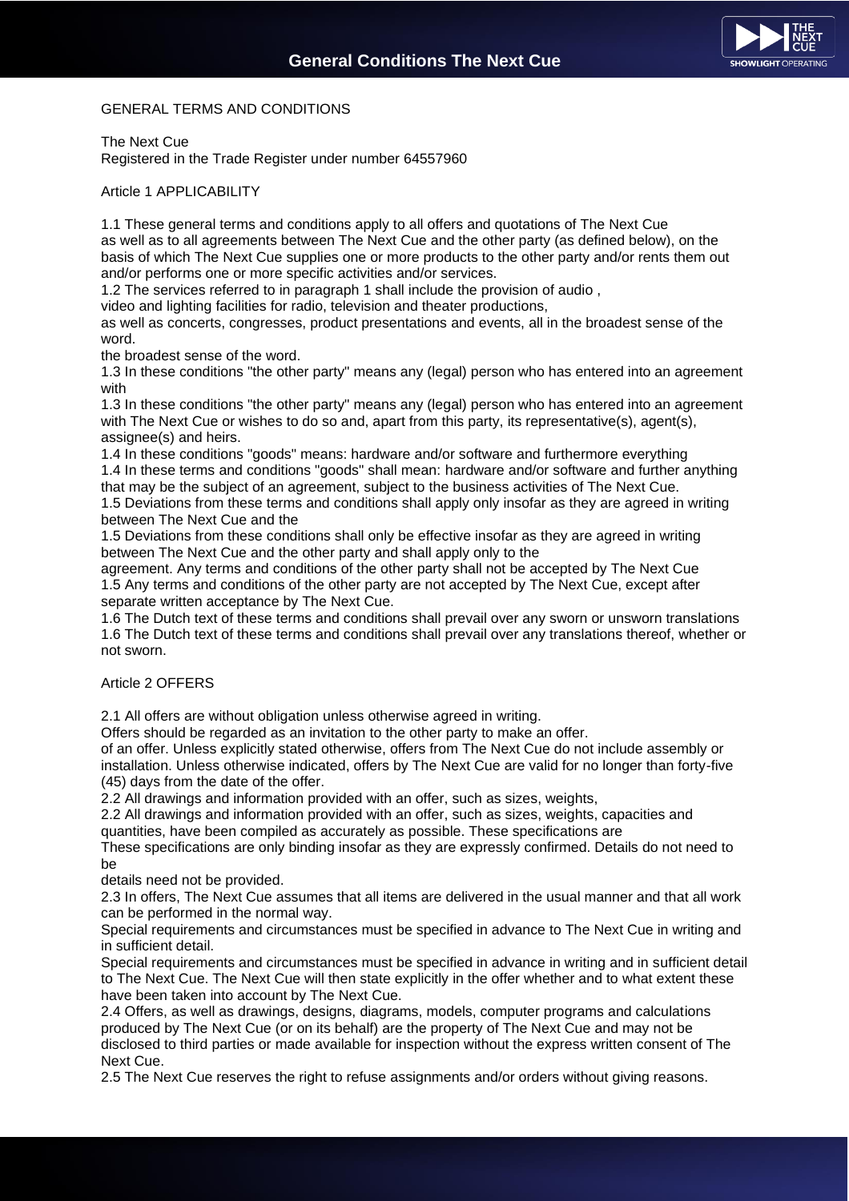GENERAL TERMS AND CONDITIONS

The Next Cue
Registered in the Trade Register under number 64557960

Article 1 APPLICABILITY

1.1 These general terms and conditions apply to all offers and quotations of The Next Cue as well as to all agreements between The Next Cue and the other party (as defined below), on the basis of which The Next Cue supplies one or more products to the other party and/or rents them out and/or performs one or more specific activities and/or services.
1.2 The services referred to in paragraph 1 shall include the provision of audio , video and lighting facilities for radio, television and theater productions, as well as concerts, congresses, product presentations and events, all in the broadest sense of the word.
the broadest sense of the word.
1.3 In these conditions "the other party" means any (legal) person who has entered into an agreement with
1.3 In these conditions "the other party" means any (legal) person who has entered into an agreement with The Next Cue or wishes to do so and, apart from this party, its representative(s), agent(s), assignee(s) and heirs.
1.4 In these conditions "goods" means: hardware and/or software and furthermore everything
1.4 In these terms and conditions "goods" shall mean: hardware and/or software and further anything that may be the subject of an agreement, subject to the business activities of The Next Cue.
1.5 Deviations from these terms and conditions shall apply only insofar as they are agreed in writing between The Next Cue and the
1.5 Deviations from these conditions shall only be effective insofar as they are agreed in writing between The Next Cue and the other party and shall apply only to the agreement. Any terms and conditions of the other party shall not be accepted by The Next Cue
1.5 Any terms and conditions of the other party are not accepted by The Next Cue, except after separate written acceptance by The Next Cue.
1.6 The Dutch text of these terms and conditions shall prevail over any sworn or unsworn translations
1.6 The Dutch text of these terms and conditions shall prevail over any translations thereof, whether or not sworn.

Article 2 OFFERS

2.1 All offers are without obligation unless otherwise agreed in writing.
Offers should be regarded as an invitation to the other party to make an offer.
of an offer. Unless explicitly stated otherwise, offers from The Next Cue do not include assembly or installation. Unless otherwise indicated, offers by The Next Cue are valid for no longer than forty-five (45) days from the date of the offer.
2.2 All drawings and information provided with an offer, such as sizes, weights,
2.2 All drawings and information provided with an offer, such as sizes, weights, capacities and quantities, have been compiled as accurately as possible. These specifications are
These specifications are only binding insofar as they are expressly confirmed. Details do not need to be
details need not be provided.
2.3 In offers, The Next Cue assumes that all items are delivered in the usual manner and that all work can be performed in the normal way.
Special requirements and circumstances must be specified in advance to The Next Cue in writing and in sufficient detail.
Special requirements and circumstances must be specified in advance in writing and in sufficient detail to The Next Cue. The Next Cue will then state explicitly in the offer whether and to what extent these have been taken into account by The Next Cue.
2.4 Offers, as well as drawings, designs, diagrams, models, computer programs and calculations produced by The Next Cue (or on its behalf) are the property of The Next Cue and may not be disclosed to third parties or made available for inspection without the express written consent of The Next Cue.
2.5 The Next Cue reserves the right to refuse assignments and/or orders without giving reasons.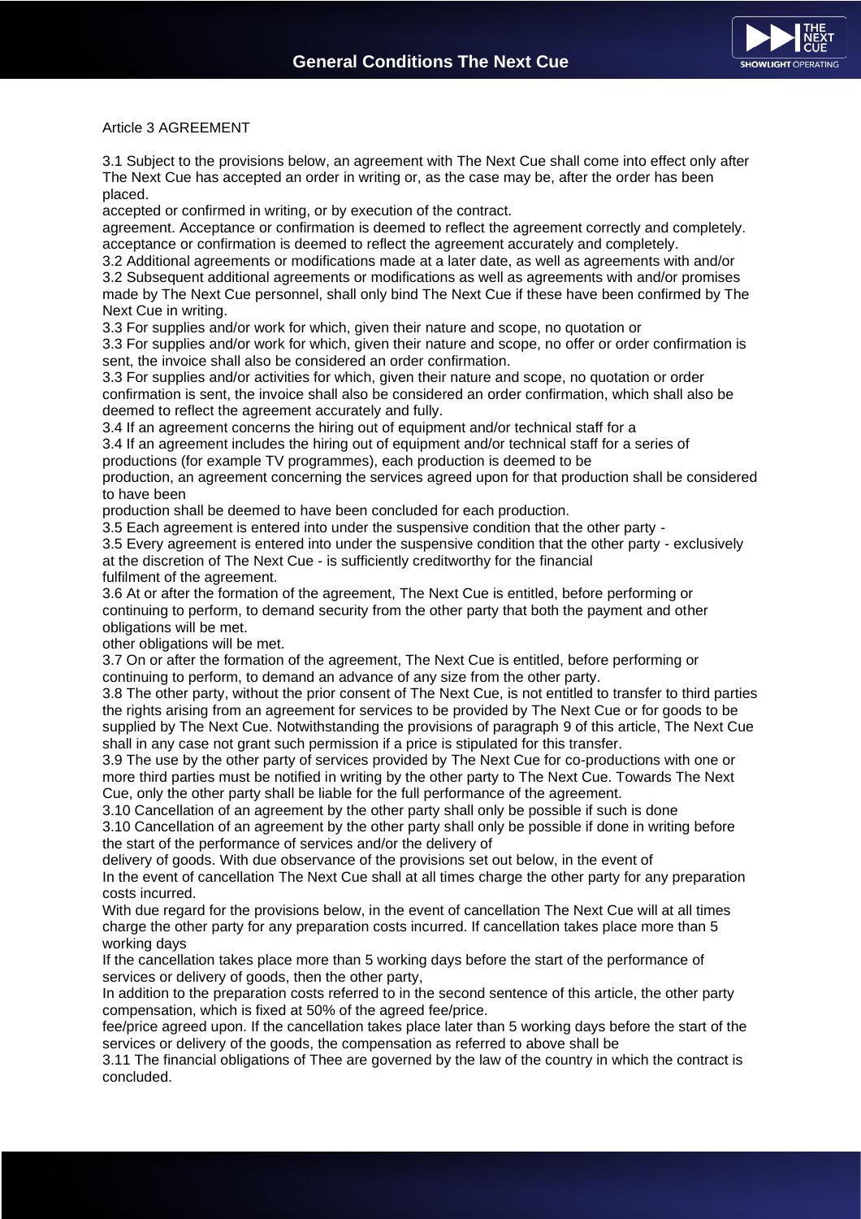Article 3 AGREEMENT

3.1 Subject to the provisions below, an agreement with The Next Cue shall come into effect only after The Next Cue has accepted an order in writing or, as the case may be, after the order has been placed.

accepted or confirmed in writing, or by execution of the contract.

agreement. Acceptance or confirmation is deemed to reflect the agreement correctly and completely. acceptance or confirmation is deemed to reflect the agreement accurately and completely.

3.2 Additional agreements or modifications made at a later date, as well as agreements with and/or

3.2 Subsequent additional agreements or modifications as well as agreements with and/or promises made by The Next Cue personnel, shall only bind The Next Cue if these have been confirmed by The Next Cue in writing.

3.3 For supplies and/or work for which, given their nature and scope, no quotation or

3.3 For supplies and/or work for which, given their nature and scope, no offer or order confirmation is sent, the invoice shall also be considered an order confirmation.

3.3 For supplies and/or activities for which, given their nature and scope, no quotation or order confirmation is sent, the invoice shall also be considered an order confirmation, which shall also be deemed to reflect the agreement accurately and fully.

3.4 If an agreement concerns the hiring out of equipment and/or technical staff for a

3.4 If an agreement includes the hiring out of equipment and/or technical staff for a series of productions (for example TV programmes), each production is deemed to be

production, an agreement concerning the services agreed upon for that production shall be considered to have been

production shall be deemed to have been concluded for each production.

3.5 Each agreement is entered into under the suspensive condition that the other party -

3.5 Every agreement is entered into under the suspensive condition that the other party - exclusively at the discretion of The Next Cue - is sufficiently creditworthy for the financial

fulfilment of the agreement.

3.6 At or after the formation of the agreement, The Next Cue is entitled, before performing or continuing to perform, to demand security from the other party that both the payment and other obligations will be met.

other obligations will be met.

3.7 On or after the formation of the agreement, The Next Cue is entitled, before performing or continuing to perform, to demand an advance of any size from the other party.

3.8 The other party, without the prior consent of The Next Cue, is not entitled to transfer to third parties the rights arising from an agreement for services to be provided by The Next Cue or for goods to be supplied by The Next Cue. Notwithstanding the provisions of paragraph 9 of this article, The Next Cue shall in any case not grant such permission if a price is stipulated for this transfer.

3.9 The use by the other party of services provided by The Next Cue for co-productions with one or more third parties must be notified in writing by the other party to The Next Cue. Towards The Next Cue, only the other party shall be liable for the full performance of the agreement.

3.10 Cancellation of an agreement by the other party shall only be possible if such is done

3.10 Cancellation of an agreement by the other party shall only be possible if done in writing before the start of the performance of services and/or the delivery of

delivery of goods. With due observance of the provisions set out below, in the event of

In the event of cancellation The Next Cue shall at all times charge the other party for any preparation costs incurred.

With due regard for the provisions below, in the event of cancellation The Next Cue will at all times charge the other party for any preparation costs incurred. If cancellation takes place more than 5 working days

If the cancellation takes place more than 5 working days before the start of the performance of services or delivery of goods, then the other party,

In addition to the preparation costs referred to in the second sentence of this article, the other party compensation, which is fixed at 50% of the agreed fee/price.

fee/price agreed upon. If the cancellation takes place later than 5 working days before the start of the services or delivery of the goods, the compensation as referred to above shall be

3.11 The financial obligations of Thee are governed by the law of the country in which the contract is concluded.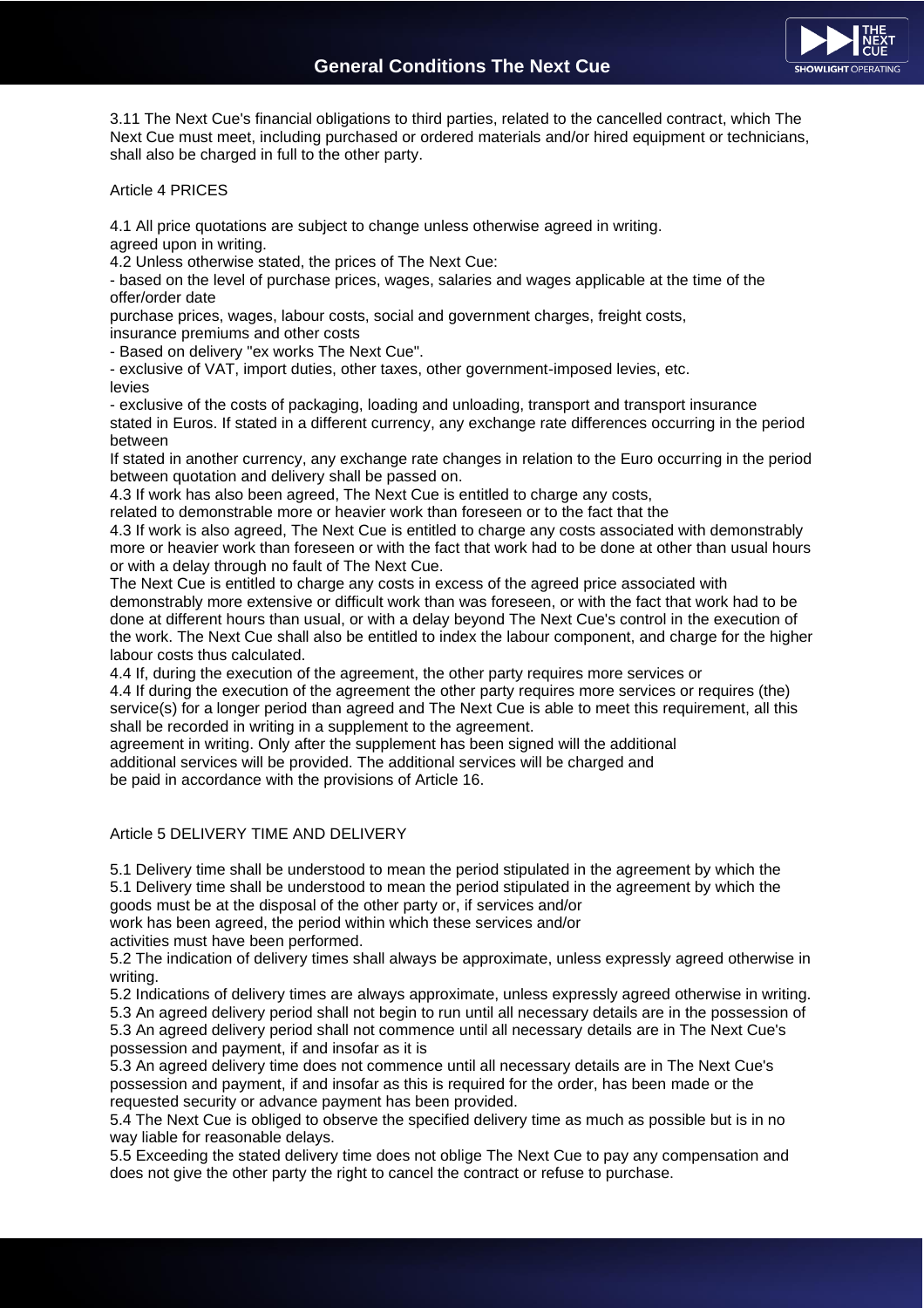3.11 The Next Cue's financial obligations to third parties, related to the cancelled contract, which The Next Cue must meet, including purchased or ordered materials and/or hired equipment or technicians, shall also be charged in full to the other party.

Article 4 PRICES

4.1 All price quotations are subject to change unless otherwise agreed in writing.
agreed upon in writing.
4.2 Unless otherwise stated, the prices of The Next Cue:
- based on the level of purchase prices, wages, salaries and wages applicable at the time of the offer/order date
purchase prices, wages, labour costs, social and government charges, freight costs,
insurance premiums and other costs
- Based on delivery "ex works The Next Cue".
- exclusive of VAT, import duties, other taxes, other government-imposed levies, etc.
levies
- exclusive of the costs of packaging, loading and unloading, transport and transport insurance
stated in Euros. If stated in a different currency, any exchange rate differences occurring in the period between
If stated in another currency, any exchange rate changes in relation to the Euro occurring in the period between quotation and delivery shall be passed on.
4.3 If work has also been agreed, The Next Cue is entitled to charge any costs,
related to demonstrable more or heavier work than foreseen or to the fact that the
4.3 If work is also agreed, The Next Cue is entitled to charge any costs associated with demonstrably more or heavier work than foreseen or with the fact that work had to be done at other than usual hours or with a delay through no fault of The Next Cue.
The Next Cue is entitled to charge any costs in excess of the agreed price associated with demonstrably more extensive or difficult work than was foreseen, or with the fact that work had to be done at different hours than usual, or with a delay beyond The Next Cue's control in the execution of the work. The Next Cue shall also be entitled to index the labour component, and charge for the higher labour costs thus calculated.
4.4 If, during the execution of the agreement, the other party requires more services or
4.4 If during the execution of the agreement the other party requires more services or requires (the) service(s) for a longer period than agreed and The Next Cue is able to meet this requirement, all this shall be recorded in writing in a supplement to the agreement.
agreement in writing. Only after the supplement has been signed will the additional
additional services will be provided. The additional services will be charged and
be paid in accordance with the provisions of Article 16.

Article 5 DELIVERY TIME AND DELIVERY

5.1 Delivery time shall be understood to mean the period stipulated in the agreement by which the
5.1 Delivery time shall be understood to mean the period stipulated in the agreement by which the goods must be at the disposal of the other party or, if services and/or
work has been agreed, the period within which these services and/or
activities must have been performed.
5.2 The indication of delivery times shall always be approximate, unless expressly agreed otherwise in writing.
5.2 Indications of delivery times are always approximate, unless expressly agreed otherwise in writing.
5.3 An agreed delivery period shall not begin to run until all necessary details are in the possession of
5.3 An agreed delivery period shall not commence until all necessary details are in The Next Cue's possession and payment, if and insofar as it is
5.3 An agreed delivery time does not commence until all necessary details are in The Next Cue's possession and payment, if and insofar as this is required for the order, has been made or the requested security or advance payment has been provided.
5.4 The Next Cue is obliged to observe the specified delivery time as much as possible but is in no way liable for reasonable delays.
5.5 Exceeding the stated delivery time does not oblige The Next Cue to pay any compensation and does not give the other party the right to cancel the contract or refuse to purchase.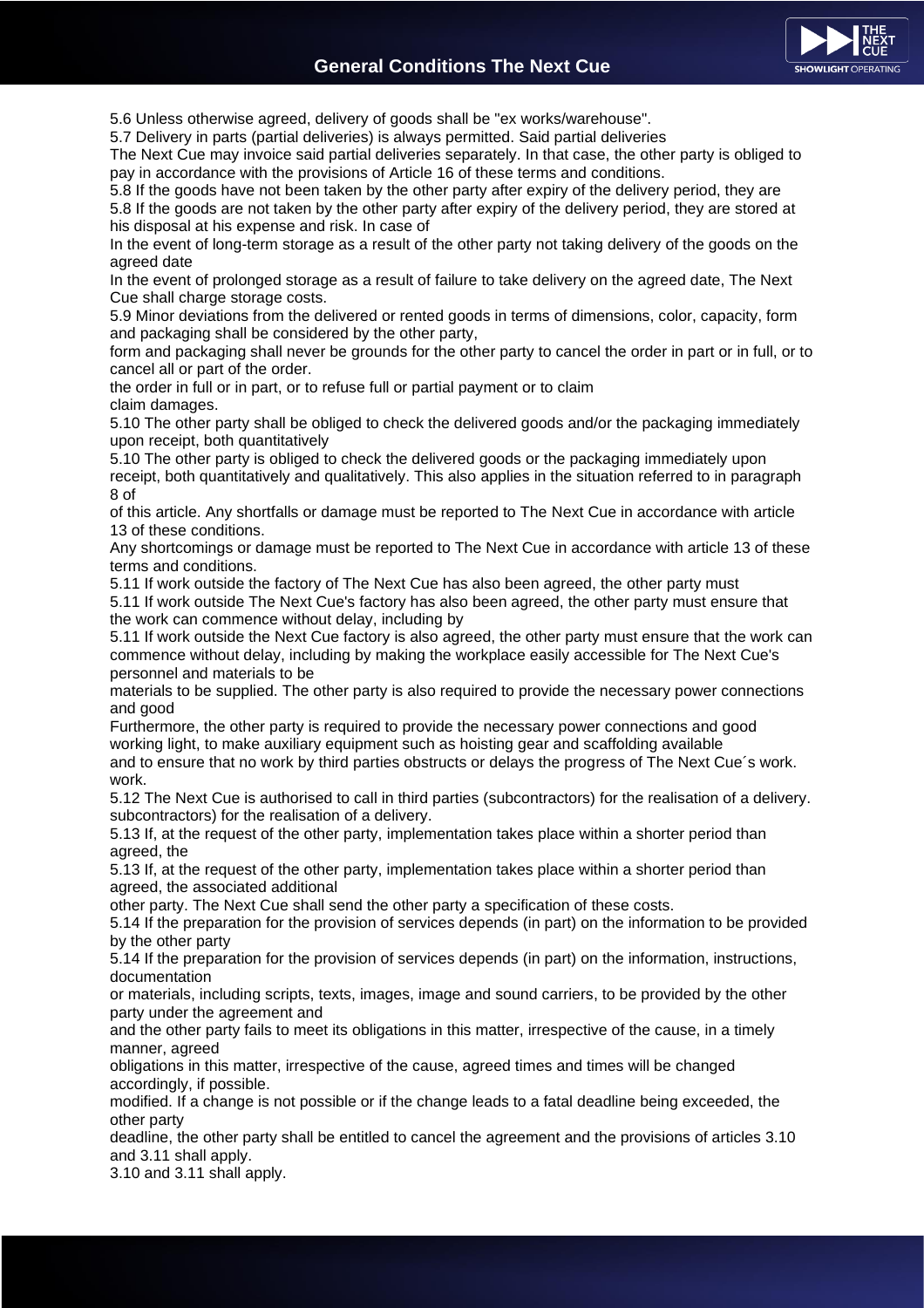5.6 Unless otherwise agreed, delivery of goods shall be "ex works/warehouse".

5.7 Delivery in parts (partial deliveries) is always permitted. Said partial deliveries

The Next Cue may invoice said partial deliveries separately. In that case, the other party is obliged to pay in accordance with the provisions of Article 16 of these terms and conditions.

5.8 If the goods have not been taken by the other party after expiry of the delivery period, they are

5.8 If the goods are not taken by the other party after expiry of the delivery period, they are stored at his disposal at his expense and risk. In case of

In the event of long-term storage as a result of the other party not taking delivery of the goods on the agreed date

In the event of prolonged storage as a result of failure to take delivery on the agreed date, The Next Cue shall charge storage costs.

5.9 Minor deviations from the delivered or rented goods in terms of dimensions, color, capacity, form and packaging shall be considered by the other party,

form and packaging shall never be grounds for the other party to cancel the order in part or in full, or to cancel all or part of the order.

the order in full or in part, or to refuse full or partial payment or to claim

claim damages.

5.10 The other party shall be obliged to check the delivered goods and/or the packaging immediately upon receipt, both quantitatively

5.10 The other party is obliged to check the delivered goods or the packaging immediately upon receipt, both quantitatively and qualitatively. This also applies in the situation referred to in paragraph 8 of

of this article. Any shortfalls or damage must be reported to The Next Cue in accordance with article 13 of these conditions.

Any shortcomings or damage must be reported to The Next Cue in accordance with article 13 of these terms and conditions.

5.11 If work outside the factory of The Next Cue has also been agreed, the other party must

5.11 If work outside The Next Cue's factory has also been agreed, the other party must ensure that the work can commence without delay, including by

5.11 If work outside the Next Cue factory is also agreed, the other party must ensure that the work can commence without delay, including by making the workplace easily accessible for The Next Cue's personnel and materials to be

materials to be supplied. The other party is also required to provide the necessary power connections and good

Furthermore, the other party is required to provide the necessary power connections and good working light, to make auxiliary equipment such as hoisting gear and scaffolding available

and to ensure that no work by third parties obstructs or delays the progress of The Next Cue´s work.

work.

5.12 The Next Cue is authorised to call in third parties (subcontractors) for the realisation of a delivery.

subcontractors) for the realisation of a delivery.

5.13 If, at the request of the other party, implementation takes place within a shorter period than agreed, the

5.13 If, at the request of the other party, implementation takes place within a shorter period than agreed, the associated additional

other party. The Next Cue shall send the other party a specification of these costs.

5.14 If the preparation for the provision of services depends (in part) on the information to be provided by the other party

5.14 If the preparation for the provision of services depends (in part) on the information, instructions, documentation

or materials, including scripts, texts, images, image and sound carriers, to be provided by the other party under the agreement and

and the other party fails to meet its obligations in this matter, irrespective of the cause, in a timely manner, agreed

obligations in this matter, irrespective of the cause, agreed times and times will be changed accordingly, if possible.

modified. If a change is not possible or if the change leads to a fatal deadline being exceeded, the other party

deadline, the other party shall be entitled to cancel the agreement and the provisions of articles 3.10 and 3.11 shall apply.

3.10 and 3.11 shall apply.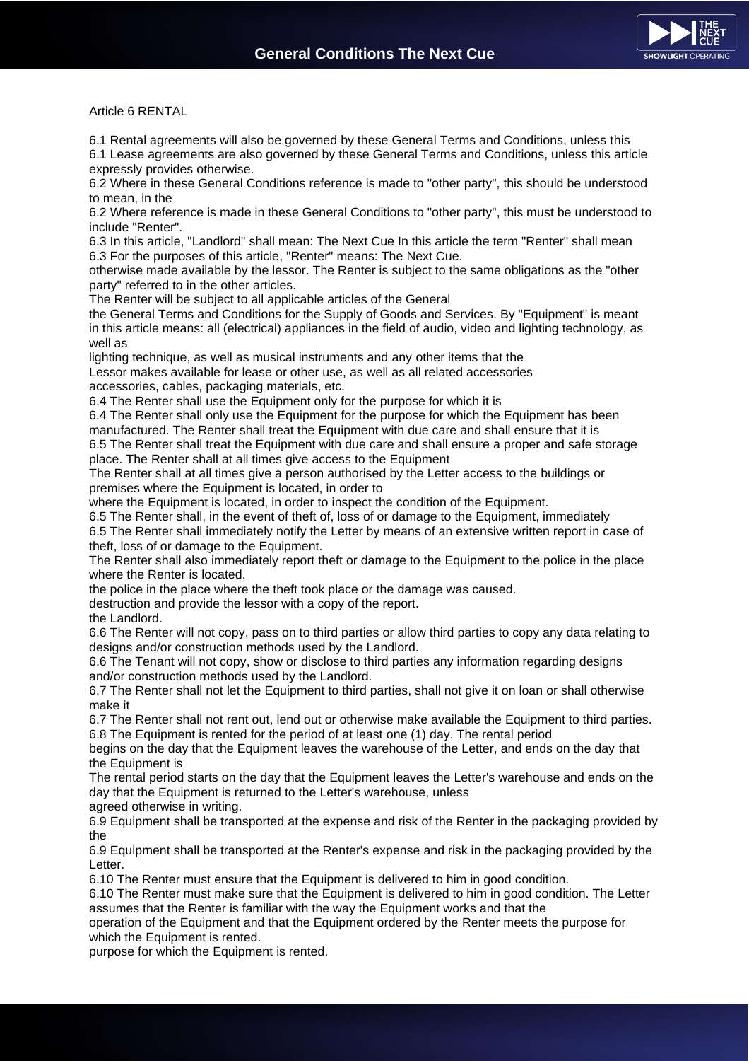Article 6 RENTAL

6.1 Rental agreements will also be governed by these General Terms and Conditions, unless this
6.1 Lease agreements are also governed by these General Terms and Conditions, unless this article expressly provides otherwise.
6.2 Where in these General Conditions reference is made to "other party", this should be understood to mean, in the
6.2 Where reference is made in these General Conditions to "other party", this must be understood to include "Renter".
6.3 In this article, "Landlord" shall mean: The Next Cue In this article the term "Renter" shall mean
6.3 For the purposes of this article, "Renter" means: The Next Cue.
otherwise made available by the lessor. The Renter is subject to the same obligations as the "other party" referred to in the other articles.
The Renter will be subject to all applicable articles of the General
the General Terms and Conditions for the Supply of Goods and Services. By "Equipment" is meant in this article means: all (electrical) appliances in the field of audio, video and lighting technology, as well as
lighting technique, as well as musical instruments and any other items that the
Lessor makes available for lease or other use, as well as all related accessories
accessories, cables, packaging materials, etc.
6.4 The Renter shall use the Equipment only for the purpose for which it is
6.4 The Renter shall only use the Equipment for the purpose for which the Equipment has been manufactured. The Renter shall treat the Equipment with due care and shall ensure that it is
6.5 The Renter shall treat the Equipment with due care and shall ensure a proper and safe storage place. The Renter shall at all times give access to the Equipment
The Renter shall at all times give a person authorised by the Letter access to the buildings or premises where the Equipment is located, in order to
where the Equipment is located, in order to inspect the condition of the Equipment.
6.5 The Renter shall, in the event of theft of, loss of or damage to the Equipment, immediately
6.5 The Renter shall immediately notify the Letter by means of an extensive written report in case of theft, loss of or damage to the Equipment.
The Renter shall also immediately report theft or damage to the Equipment to the police in the place where the Renter is located.
the police in the place where the theft took place or the damage was caused.
destruction and provide the lessor with a copy of the report.
the Landlord.
6.6 The Renter will not copy, pass on to third parties or allow third parties to copy any data relating to designs and/or construction methods used by the Landlord.
6.6 The Tenant will not copy, show or disclose to third parties any information regarding designs and/or construction methods used by the Landlord.
6.7 The Renter shall not let the Equipment to third parties, shall not give it on loan or shall otherwise make it
6.7 The Renter shall not rent out, lend out or otherwise make available the Equipment to third parties.
6.8 The Equipment is rented for the period of at least one (1) day. The rental period
begins on the day that the Equipment leaves the warehouse of the Letter, and ends on the day that the Equipment is
The rental period starts on the day that the Equipment leaves the Letter's warehouse and ends on the day that the Equipment is returned to the Letter's warehouse, unless
agreed otherwise in writing.
6.9 Equipment shall be transported at the expense and risk of the Renter in the packaging provided by the
6.9 Equipment shall be transported at the Renter's expense and risk in the packaging provided by the Letter.
6.10 The Renter must ensure that the Equipment is delivered to him in good condition.
6.10 The Renter must make sure that the Equipment is delivered to him in good condition. The Letter assumes that the Renter is familiar with the way the Equipment works and that the
operation of the Equipment and that the Equipment ordered by the Renter meets the purpose for which the Equipment is rented.
purpose for which the Equipment is rented.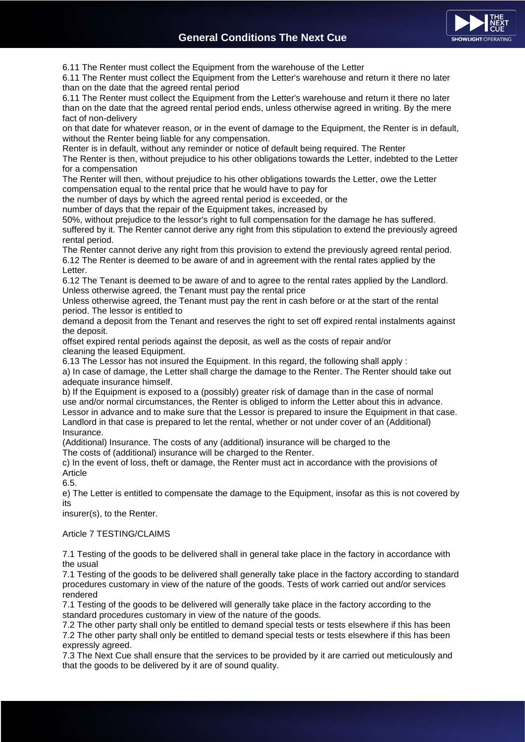6.11 The Renter must collect the Equipment from the warehouse of the Letter

6.11 The Renter must collect the Equipment from the Letter's warehouse and return it there no later than on the date that the agreed rental period

6.11 The Renter must collect the Equipment from the Letter's warehouse and return it there no later than on the date that the agreed rental period ends, unless otherwise agreed in writing. By the mere fact of non-delivery

on that date for whatever reason, or in the event of damage to the Equipment, the Renter is in default, without the Renter being liable for any compensation.

Renter is in default, without any reminder or notice of default being required. The Renter

The Renter is then, without prejudice to his other obligations towards the Letter, indebted to the Letter for a compensation

The Renter will then, without prejudice to his other obligations towards the Letter, owe the Letter compensation equal to the rental price that he would have to pay for

the number of days by which the agreed rental period is exceeded, or the

number of days that the repair of the Equipment takes, increased by

50%, without prejudice to the lessor's right to full compensation for the damage he has suffered. suffered by it. The Renter cannot derive any right from this stipulation to extend the previously agreed rental period.

The Renter cannot derive any right from this provision to extend the previously agreed rental period.

6.12 The Renter is deemed to be aware of and in agreement with the rental rates applied by the Letter.

6.12 The Tenant is deemed to be aware of and to agree to the rental rates applied by the Landlord. Unless otherwise agreed, the Tenant must pay the rental price

Unless otherwise agreed, the Tenant must pay the rent in cash before or at the start of the rental period. The lessor is entitled to

demand a deposit from the Tenant and reserves the right to set off expired rental instalments against the deposit.

offset expired rental periods against the deposit, as well as the costs of repair and/or cleaning the leased Equipment.

6.13 The Lessor has not insured the Equipment. In this regard, the following shall apply :

a) In case of damage, the Letter shall charge the damage to the Renter. The Renter should take out adequate insurance himself.

b) If the Equipment is exposed to a (possibly) greater risk of damage than in the case of normal use and/or normal circumstances, the Renter is obliged to inform the Letter about this in advance. Lessor in advance and to make sure that the Lessor is prepared to insure the Equipment in that case. Landlord in that case is prepared to let the rental, whether or not under cover of an (Additional) Insurance.

(Additional) Insurance. The costs of any (additional) insurance will be charged to the

The costs of (additional) insurance will be charged to the Renter.

c) In the event of loss, theft or damage, the Renter must act in accordance with the provisions of Article

6.5.

e) The Letter is entitled to compensate the damage to the Equipment, insofar as this is not covered by its

insurer(s), to the Renter.

## Article 7 TESTING/CLAIMS

7.1 Testing of the goods to be delivered shall in general take place in the factory in accordance with the usual

7.1 Testing of the goods to be delivered shall generally take place in the factory according to standard procedures customary in view of the nature of the goods. Tests of work carried out and/or services rendered

7.1 Testing of the goods to be delivered will generally take place in the factory according to the standard procedures customary in view of the nature of the goods.

7.2 The other party shall only be entitled to demand special tests or tests elsewhere if this has been

7.2 The other party shall only be entitled to demand special tests or tests elsewhere if this has been expressly agreed.

7.3 The Next Cue shall ensure that the services to be provided by it are carried out meticulously and that the goods to be delivered by it are of sound quality.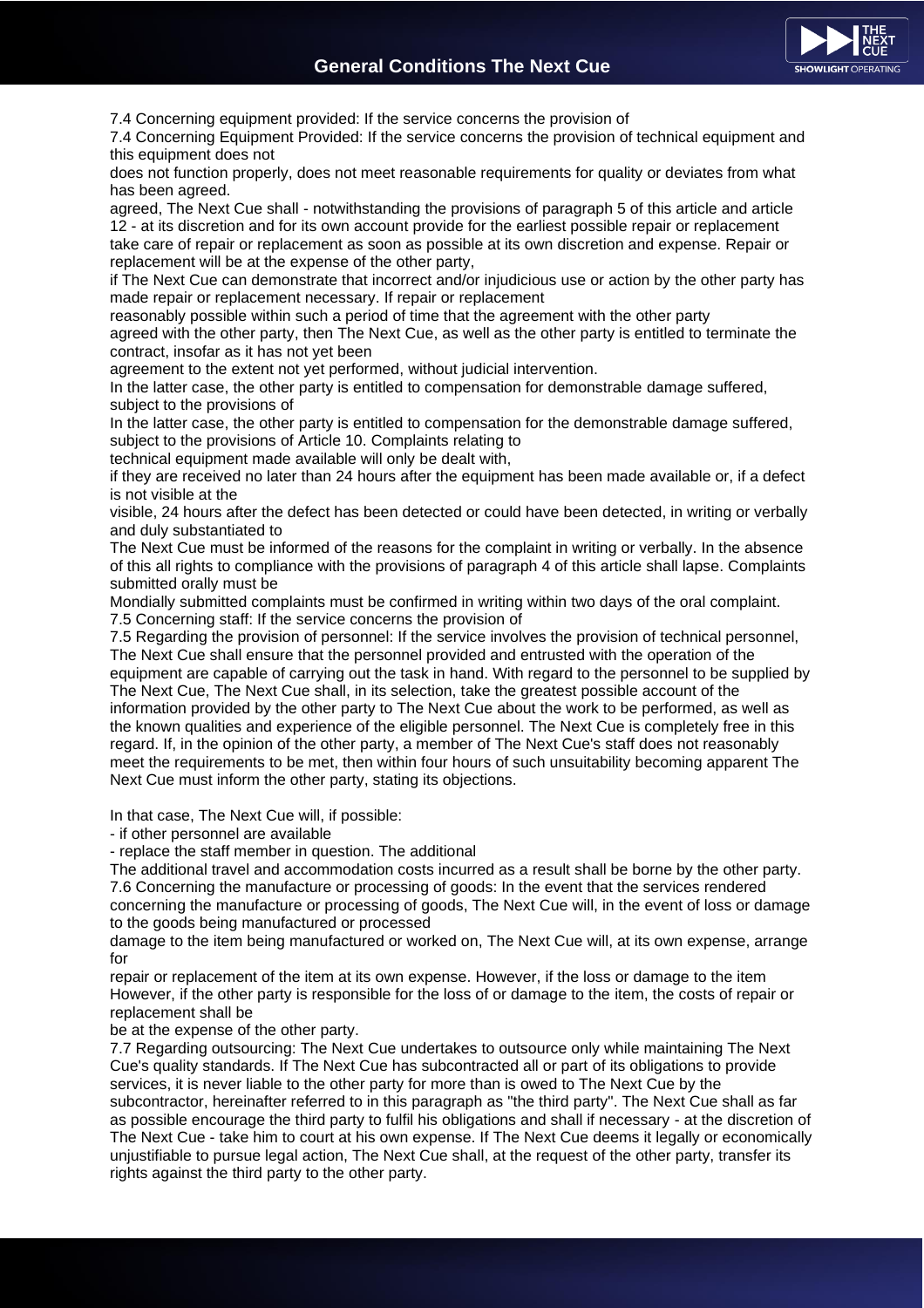7.4 Concerning equipment provided: If the service concerns the provision of
7.4 Concerning Equipment Provided: If the service concerns the provision of technical equipment and this equipment does not
does not function properly, does not meet reasonable requirements for quality or deviates from what has been agreed.
agreed, The Next Cue shall - notwithstanding the provisions of paragraph 5 of this article and article 12 - at its discretion and for its own account provide for the earliest possible repair or replacement take care of repair or replacement as soon as possible at its own discretion and expense. Repair or replacement will be at the expense of the other party,
if The Next Cue can demonstrate that incorrect and/or injudicious use or action by the other party has made repair or replacement necessary. If repair or replacement
reasonably possible within such a period of time that the agreement with the other party
agreed with the other party, then The Next Cue, as well as the other party is entitled to terminate the contract, insofar as it has not yet been
agreement to the extent not yet performed, without judicial intervention.
In the latter case, the other party is entitled to compensation for demonstrable damage suffered, subject to the provisions of
In the latter case, the other party is entitled to compensation for the demonstrable damage suffered, subject to the provisions of Article 10. Complaints relating to
technical equipment made available will only be dealt with,
if they are received no later than 24 hours after the equipment has been made available or, if a defect is not visible at the
visible, 24 hours after the defect has been detected or could have been detected, in writing or verbally and duly substantiated to
The Next Cue must be informed of the reasons for the complaint in writing or verbally. In the absence of this all rights to compliance with the provisions of paragraph 4 of this article shall lapse. Complaints submitted orally must be
Mondially submitted complaints must be confirmed in writing within two days of the oral complaint.
7.5 Concerning staff: If the service concerns the provision of
7.5 Regarding the provision of personnel: If the service involves the provision of technical personnel, The Next Cue shall ensure that the personnel provided and entrusted with the operation of the equipment are capable of carrying out the task in hand. With regard to the personnel to be supplied by The Next Cue, The Next Cue shall, in its selection, take the greatest possible account of the information provided by the other party to The Next Cue about the work to be performed, as well as the known qualities and experience of the eligible personnel. The Next Cue is completely free in this regard. If, in the opinion of the other party, a member of The Next Cue's staff does not reasonably meet the requirements to be met, then within four hours of such unsuitability becoming apparent The Next Cue must inform the other party, stating its objections.

In that case, The Next Cue will, if possible:

- if other personnel are available
- replace the staff member in question. The additional

The additional travel and accommodation costs incurred as a result shall be borne by the other party.
7.6 Concerning the manufacture or processing of goods: In the event that the services rendered concerning the manufacture or processing of goods, The Next Cue will, in the event of loss or damage to the goods being manufactured or processed
damage to the item being manufactured or worked on, The Next Cue will, at its own expense, arrange for
repair or replacement of the item at its own expense. However, if the loss or damage to the item However, if the other party is responsible for the loss of or damage to the item, the costs of repair or replacement shall be
be at the expense of the other party.
7.7 Regarding outsourcing: The Next Cue undertakes to outsource only while maintaining The Next Cue's quality standards. If The Next Cue has subcontracted all or part of its obligations to provide services, it is never liable to the other party for more than is owed to The Next Cue by the subcontractor, hereinafter referred to in this paragraph as "the third party". The Next Cue shall as far as possible encourage the third party to fulfil his obligations and shall if necessary - at the discretion of The Next Cue - take him to court at his own expense. If The Next Cue deems it legally or economically unjustifiable to pursue legal action, The Next Cue shall, at the request of the other party, transfer its rights against the third party to the other party.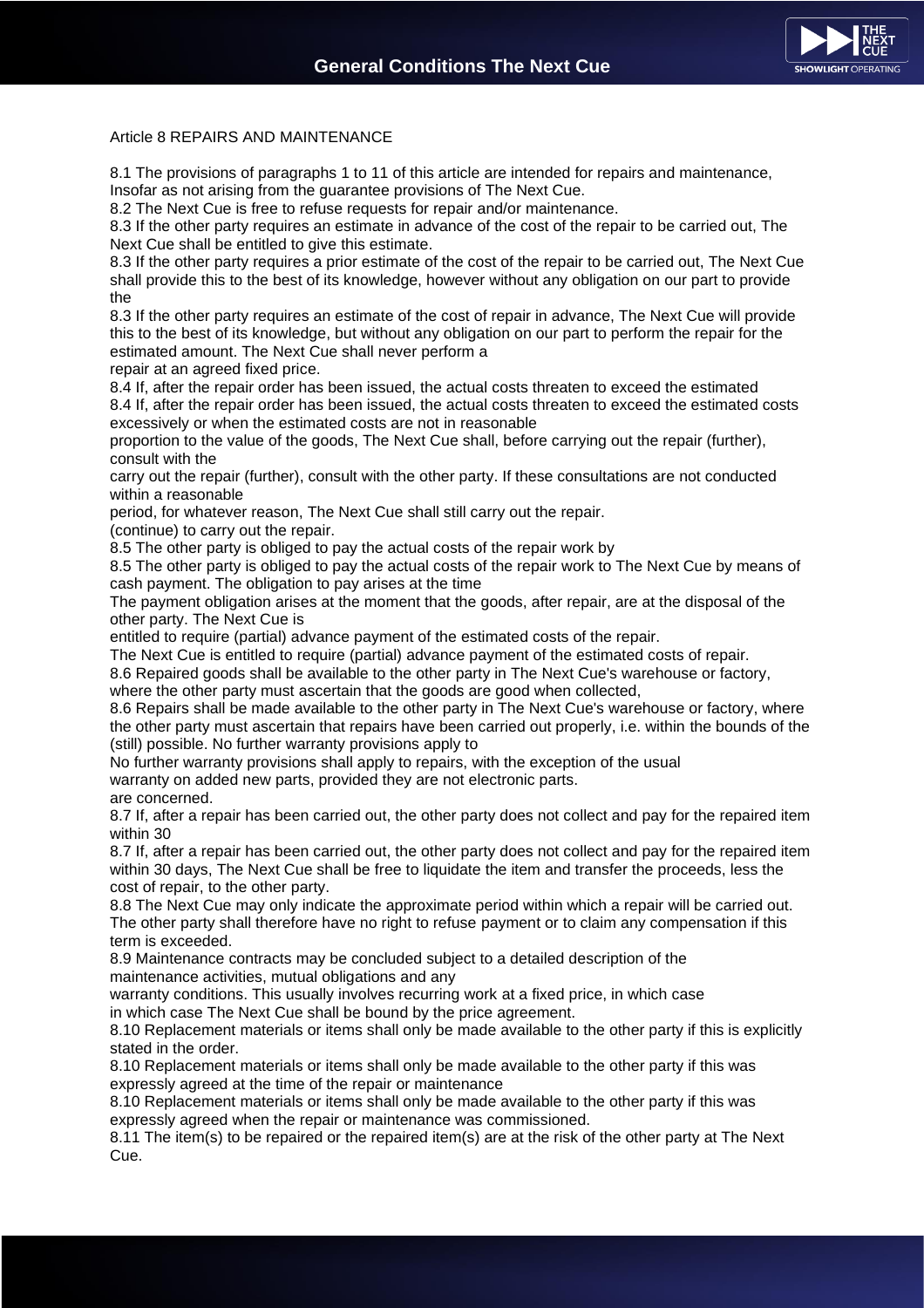Article 8 REPAIRS AND MAINTENANCE

8.1 The provisions of paragraphs 1 to 11 of this article are intended for repairs and maintenance, Insofar as not arising from the guarantee provisions of The Next Cue.
8.2 The Next Cue is free to refuse requests for repair and/or maintenance.
8.3 If the other party requires an estimate in advance of the cost of the repair to be carried out, The Next Cue shall be entitled to give this estimate.
8.3 If the other party requires a prior estimate of the cost of the repair to be carried out, The Next Cue shall provide this to the best of its knowledge, however without any obligation on our part to provide the
8.3 If the other party requires an estimate of the cost of repair in advance, The Next Cue will provide this to the best of its knowledge, but without any obligation on our part to perform the repair for the estimated amount. The Next Cue shall never perform a
repair at an agreed fixed price.
8.4 If, after the repair order has been issued, the actual costs threaten to exceed the estimated
8.4 If, after the repair order has been issued, the actual costs threaten to exceed the estimated costs excessively or when the estimated costs are not in reasonable
proportion to the value of the goods, The Next Cue shall, before carrying out the repair (further), consult with the
carry out the repair (further), consult with the other party. If these consultations are not conducted within a reasonable
period, for whatever reason, The Next Cue shall still carry out the repair.
(continue) to carry out the repair.
8.5 The other party is obliged to pay the actual costs of the repair work by
8.5 The other party is obliged to pay the actual costs of the repair work to The Next Cue by means of cash payment. The obligation to pay arises at the time
The payment obligation arises at the moment that the goods, after repair, are at the disposal of the other party. The Next Cue is
entitled to require (partial) advance payment of the estimated costs of the repair.
The Next Cue is entitled to require (partial) advance payment of the estimated costs of repair.
8.6 Repaired goods shall be available to the other party in The Next Cue's warehouse or factory, where the other party must ascertain that the goods are good when collected,
8.6 Repairs shall be made available to the other party in The Next Cue's warehouse or factory, where the other party must ascertain that repairs have been carried out properly, i.e. within the bounds of the (still) possible. No further warranty provisions apply to
No further warranty provisions shall apply to repairs, with the exception of the usual
warranty on added new parts, provided they are not electronic parts.
are concerned.
8.7 If, after a repair has been carried out, the other party does not collect and pay for the repaired item within 30
8.7 If, after a repair has been carried out, the other party does not collect and pay for the repaired item within 30 days, The Next Cue shall be free to liquidate the item and transfer the proceeds, less the cost of repair, to the other party.
8.8 The Next Cue may only indicate the approximate period within which a repair will be carried out. The other party shall therefore have no right to refuse payment or to claim any compensation if this term is exceeded.
8.9 Maintenance contracts may be concluded subject to a detailed description of the
maintenance activities, mutual obligations and any
warranty conditions. This usually involves recurring work at a fixed price, in which case
in which case The Next Cue shall be bound by the price agreement.
8.10 Replacement materials or items shall only be made available to the other party if this is explicitly stated in the order.
8.10 Replacement materials or items shall only be made available to the other party if this was expressly agreed at the time of the repair or maintenance
8.10 Replacement materials or items shall only be made available to the other party if this was expressly agreed when the repair or maintenance was commissioned.
8.11 The item(s) to be repaired or the repaired item(s) are at the risk of the other party at The Next Cue.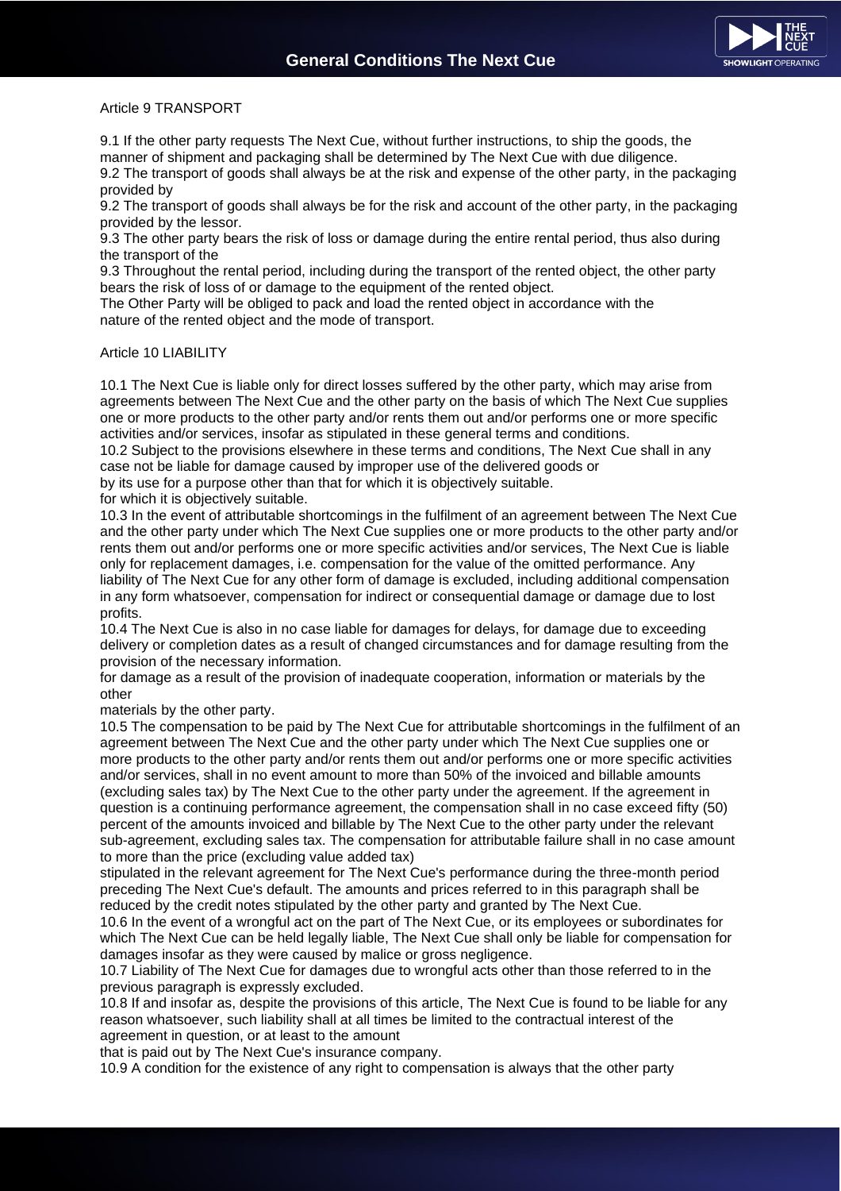Article 9 TRANSPORT

9.1 If the other party requests The Next Cue, without further instructions, to ship the goods, the manner of shipment and packaging shall be determined by The Next Cue with due diligence.
9.2 The transport of goods shall always be at the risk and expense of the other party, in the packaging provided by
9.2 The transport of goods shall always be for the risk and account of the other party, in the packaging provided by the lessor.
9.3 The other party bears the risk of loss or damage during the entire rental period, thus also during the transport of the
9.3 Throughout the rental period, including during the transport of the rented object, the other party bears the risk of loss of or damage to the equipment of the rented object.
The Other Party will be obliged to pack and load the rented object in accordance with the nature of the rented object and the mode of transport.

Article 10 LIABILITY

10.1 The Next Cue is liable only for direct losses suffered by the other party, which may arise from agreements between The Next Cue and the other party on the basis of which The Next Cue supplies one or more products to the other party and/or rents them out and/or performs one or more specific activities and/or services, insofar as stipulated in these general terms and conditions.
10.2 Subject to the provisions elsewhere in these terms and conditions, The Next Cue shall in any case not be liable for damage caused by improper use of the delivered goods or
by its use for a purpose other than that for which it is objectively suitable.
for which it is objectively suitable.
10.3 In the event of attributable shortcomings in the fulfilment of an agreement between The Next Cue and the other party under which The Next Cue supplies one or more products to the other party and/or rents them out and/or performs one or more specific activities and/or services, The Next Cue is liable only for replacement damages, i.e. compensation for the value of the omitted performance. Any liability of The Next Cue for any other form of damage is excluded, including additional compensation in any form whatsoever, compensation for indirect or consequential damage or damage due to lost profits.
10.4 The Next Cue is also in no case liable for damages for delays, for damage due to exceeding delivery or completion dates as a result of changed circumstances and for damage resulting from the provision of the necessary information.
for damage as a result of the provision of inadequate cooperation, information or materials by the other
materials by the other party.
10.5 The compensation to be paid by The Next Cue for attributable shortcomings in the fulfilment of an agreement between The Next Cue and the other party under which The Next Cue supplies one or more products to the other party and/or rents them out and/or performs one or more specific activities and/or services, shall in no event amount to more than 50% of the invoiced and billable amounts (excluding sales tax) by The Next Cue to the other party under the agreement. If the agreement in question is a continuing performance agreement, the compensation shall in no case exceed fifty (50) percent of the amounts invoiced and billable by The Next Cue to the other party under the relevant sub-agreement, excluding sales tax. The compensation for attributable failure shall in no case amount to more than the price (excluding value added tax)
stipulated in the relevant agreement for The Next Cue's performance during the three-month period preceding The Next Cue's default. The amounts and prices referred to in this paragraph shall be reduced by the credit notes stipulated by the other party and granted by The Next Cue.
10.6 In the event of a wrongful act on the part of The Next Cue, or its employees or subordinates for which The Next Cue can be held legally liable, The Next Cue shall only be liable for compensation for damages insofar as they were caused by malice or gross negligence.
10.7 Liability of The Next Cue for damages due to wrongful acts other than those referred to in the previous paragraph is expressly excluded.
10.8 If and insofar as, despite the provisions of this article, The Next Cue is found to be liable for any reason whatsoever, such liability shall at all times be limited to the contractual interest of the agreement in question, or at least to the amount
that is paid out by The Next Cue's insurance company.
10.9 A condition for the existence of any right to compensation is always that the other party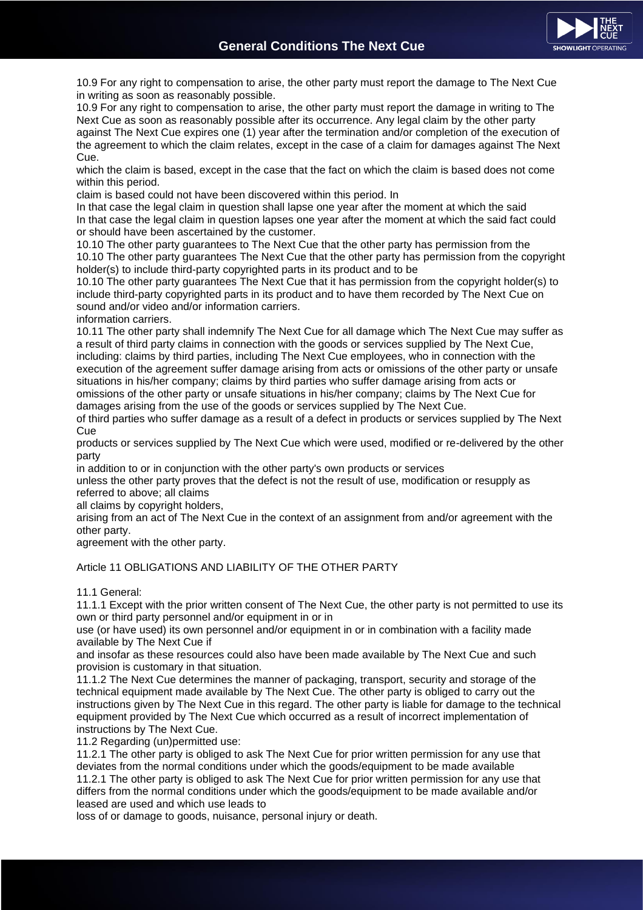10.9 For any right to compensation to arise, the other party must report the damage to The Next Cue in writing as soon as reasonably possible.

10.9 For any right to compensation to arise, the other party must report the damage in writing to The Next Cue as soon as reasonably possible after its occurrence. Any legal claim by the other party against The Next Cue expires one (1) year after the termination and/or completion of the execution of the agreement to which the claim relates, except in the case of a claim for damages against The Next Cue.

which the claim is based, except in the case that the fact on which the claim is based does not come within this period.

claim is based could not have been discovered within this period. In

In that case the legal claim in question shall lapse one year after the moment at which the said

In that case the legal claim in question lapses one year after the moment at which the said fact could or should have been ascertained by the customer.

10.10 The other party guarantees to The Next Cue that the other party has permission from the

10.10 The other party guarantees The Next Cue that the other party has permission from the copyright holder(s) to include third-party copyrighted parts in its product and to be

10.10 The other party guarantees The Next Cue that it has permission from the copyright holder(s) to include third-party copyrighted parts in its product and to have them recorded by The Next Cue on sound and/or video and/or information carriers.

information carriers.

10.11 The other party shall indemnify The Next Cue for all damage which The Next Cue may suffer as a result of third party claims in connection with the goods or services supplied by The Next Cue, including: claims by third parties, including The Next Cue employees, who in connection with the execution of the agreement suffer damage arising from acts or omissions of the other party or unsafe situations in his/her company; claims by third parties who suffer damage arising from acts or omissions of the other party or unsafe situations in his/her company; claims by The Next Cue for damages arising from the use of the goods or services supplied by The Next Cue.

of third parties who suffer damage as a result of a defect in products or services supplied by The Next Cue

products or services supplied by The Next Cue which were used, modified or re-delivered by the other party

in addition to or in conjunction with the other party's own products or services

unless the other party proves that the defect is not the result of use, modification or resupply as referred to above; all claims

all claims by copyright holders,

arising from an act of The Next Cue in the context of an assignment from and/or agreement with the other party.

agreement with the other party.

## Article 11 OBLIGATIONS AND LIABILITY OF THE OTHER PARTY

11.1 General:

11.1.1 Except with the prior written consent of The Next Cue, the other party is not permitted to use its own or third party personnel and/or equipment in or in

use (or have used) its own personnel and/or equipment in or in combination with a facility made available by The Next Cue if

and insofar as these resources could also have been made available by The Next Cue and such provision is customary in that situation.

11.1.2 The Next Cue determines the manner of packaging, transport, security and storage of the technical equipment made available by The Next Cue. The other party is obliged to carry out the instructions given by The Next Cue in this regard. The other party is liable for damage to the technical equipment provided by The Next Cue which occurred as a result of incorrect implementation of instructions by The Next Cue.

11.2 Regarding (un)permitted use:

11.2.1 The other party is obliged to ask The Next Cue for prior written permission for any use that deviates from the normal conditions under which the goods/equipment to be made available

11.2.1 The other party is obliged to ask The Next Cue for prior written permission for any use that differs from the normal conditions under which the goods/equipment to be made available and/or leased are used and which use leads to

loss of or damage to goods, nuisance, personal injury or death.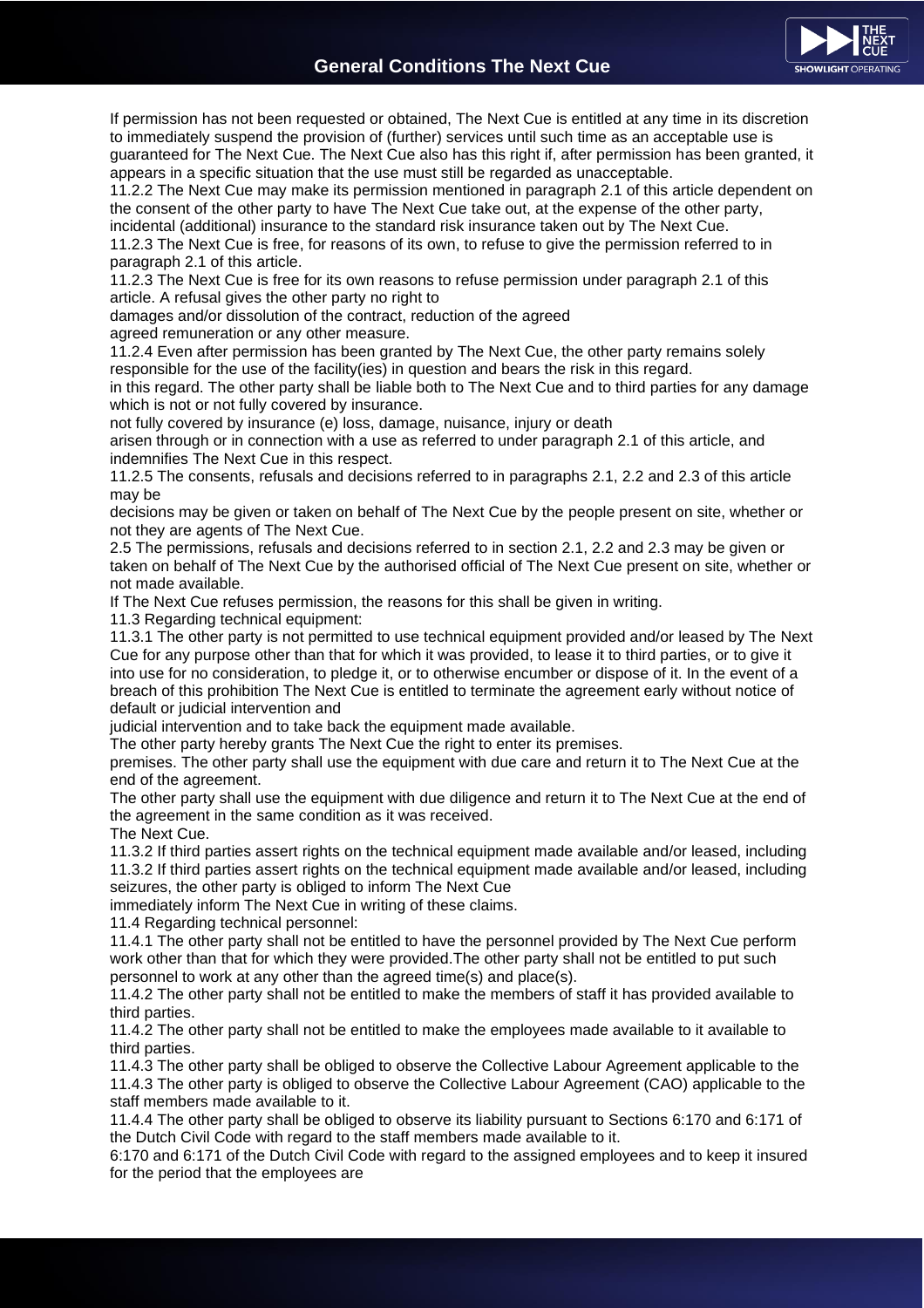If permission has not been requested or obtained, The Next Cue is entitled at any time in its discretion to immediately suspend the provision of (further) services until such time as an acceptable use is guaranteed for The Next Cue. The Next Cue also has this right if, after permission has been granted, it appears in a specific situation that the use must still be regarded as unacceptable.

11.2.2 The Next Cue may make its permission mentioned in paragraph 2.1 of this article dependent on the consent of the other party to have The Next Cue take out, at the expense of the other party, incidental (additional) insurance to the standard risk insurance taken out by The Next Cue.

11.2.3 The Next Cue is free, for reasons of its own, to refuse to give the permission referred to in paragraph 2.1 of this article.

11.2.3 The Next Cue is free for its own reasons to refuse permission under paragraph 2.1 of this article. A refusal gives the other party no right to
damages and/or dissolution of the contract, reduction of the agreed
agreed remuneration or any other measure.

11.2.4 Even after permission has been granted by The Next Cue, the other party remains solely responsible for the use of the facility(ies) in question and bears the risk in this regard.
in this regard. The other party shall be liable both to The Next Cue and to third parties for any damage which is not or not fully covered by insurance.
not fully covered by insurance (e) loss, damage, nuisance, injury or death
arisen through or in connection with a use as referred to under paragraph 2.1 of this article, and indemnifies The Next Cue in this respect.

11.2.5 The consents, refusals and decisions referred to in paragraphs 2.1, 2.2 and 2.3 of this article may be
decisions may be given or taken on behalf of The Next Cue by the people present on site, whether or not they are agents of The Next Cue.

2.5 The permissions, refusals and decisions referred to in section 2.1, 2.2 and 2.3 may be given or taken on behalf of The Next Cue by the authorised official of The Next Cue present on site, whether or not made available.

If The Next Cue refuses permission, the reasons for this shall be given in writing.

11.3 Regarding technical equipment:

11.3.1 The other party is not permitted to use technical equipment provided and/or leased by The Next Cue for any purpose other than that for which it was provided, to lease it to third parties, or to give it into use for no consideration, to pledge it, or to otherwise encumber or dispose of it. In the event of a breach of this prohibition The Next Cue is entitled to terminate the agreement early without notice of default or judicial intervention and
judicial intervention and to take back the equipment made available.
The other party hereby grants The Next Cue the right to enter its premises.
premises. The other party shall use the equipment with due care and return it to The Next Cue at the end of the agreement.
The other party shall use the equipment with due diligence and return it to The Next Cue at the end of the agreement in the same condition as it was received.
The Next Cue.

11.3.2 If third parties assert rights on the technical equipment made available and/or leased, including
11.3.2 If third parties assert rights on the technical equipment made available and/or leased, including seizures, the other party is obliged to inform The Next Cue
immediately inform The Next Cue in writing of these claims.

11.4 Regarding technical personnel:

11.4.1 The other party shall not be entitled to have the personnel provided by The Next Cue perform work other than that for which they were provided.The other party shall not be entitled to put such personnel to work at any other than the agreed time(s) and place(s).

11.4.2 The other party shall not be entitled to make the members of staff it has provided available to third parties.

11.4.2 The other party shall not be entitled to make the employees made available to it available to third parties.

11.4.3 The other party shall be obliged to observe the Collective Labour Agreement applicable to the
11.4.3 The other party is obliged to observe the Collective Labour Agreement (CAO) applicable to the staff members made available to it.

11.4.4 The other party shall be obliged to observe its liability pursuant to Sections 6:170 and 6:171 of the Dutch Civil Code with regard to the staff members made available to it.
6:170 and 6:171 of the Dutch Civil Code with regard to the assigned employees and to keep it insured for the period that the employees are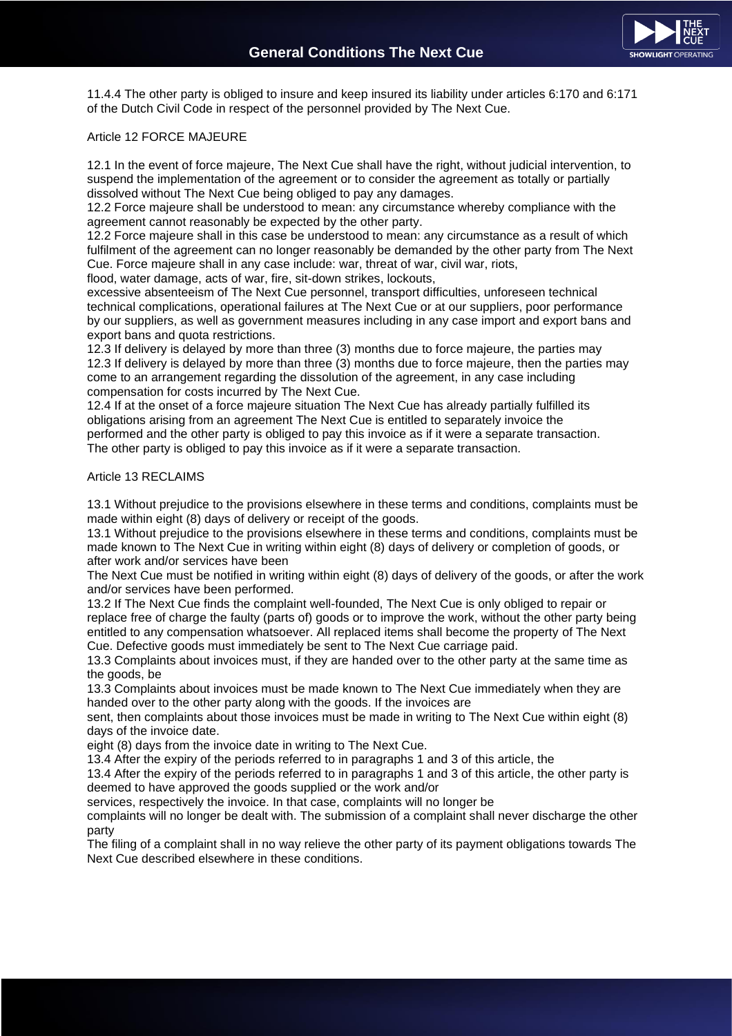11.4.4 The other party is obliged to insure and keep insured its liability under articles 6:170 and 6:171 of the Dutch Civil Code in respect of the personnel provided by The Next Cue.

## Article 12 FORCE MAJEURE

12.1 In the event of force majeure, The Next Cue shall have the right, without judicial intervention, to suspend the implementation of the agreement or to consider the agreement as totally or partially dissolved without The Next Cue being obliged to pay any damages.
12.2 Force majeure shall be understood to mean: any circumstance whereby compliance with the agreement cannot reasonably be expected by the other party.
12.2 Force majeure shall in this case be understood to mean: any circumstance as a result of which fulfilment of the agreement can no longer reasonably be demanded by the other party from The Next Cue. Force majeure shall in any case include: war, threat of war, civil war, riots,
flood, water damage, acts of war, fire, sit-down strikes, lockouts,
excessive absenteeism of The Next Cue personnel, transport difficulties, unforeseen technical technical complications, operational failures at The Next Cue or at our suppliers, poor performance by our suppliers, as well as government measures including in any case import and export bans and export bans and quota restrictions.
12.3 If delivery is delayed by more than three (3) months due to force majeure, the parties may
12.3 If delivery is delayed by more than three (3) months due to force majeure, then the parties may come to an arrangement regarding the dissolution of the agreement, in any case including compensation for costs incurred by The Next Cue.
12.4 If at the onset of a force majeure situation The Next Cue has already partially fulfilled its obligations arising from an agreement The Next Cue is entitled to separately invoice the performed and the other party is obliged to pay this invoice as if it were a separate transaction.
The other party is obliged to pay this invoice as if it were a separate transaction.

## Article 13 RECLAIMS

13.1 Without prejudice to the provisions elsewhere in these terms and conditions, complaints must be made within eight (8) days of delivery or receipt of the goods.
13.1 Without prejudice to the provisions elsewhere in these terms and conditions, complaints must be made known to The Next Cue in writing within eight (8) days of delivery or completion of goods, or after work and/or services have been
The Next Cue must be notified in writing within eight (8) days of delivery of the goods, or after the work and/or services have been performed.
13.2 If The Next Cue finds the complaint well-founded, The Next Cue is only obliged to repair or replace free of charge the faulty (parts of) goods or to improve the work, without the other party being entitled to any compensation whatsoever. All replaced items shall become the property of The Next Cue. Defective goods must immediately be sent to The Next Cue carriage paid.
13.3 Complaints about invoices must, if they are handed over to the other party at the same time as the goods, be
13.3 Complaints about invoices must be made known to The Next Cue immediately when they are handed over to the other party along with the goods. If the invoices are
sent, then complaints about those invoices must be made in writing to The Next Cue within eight (8) days of the invoice date.
eight (8) days from the invoice date in writing to The Next Cue.
13.4 After the expiry of the periods referred to in paragraphs 1 and 3 of this article, the
13.4 After the expiry of the periods referred to in paragraphs 1 and 3 of this article, the other party is deemed to have approved the goods supplied or the work and/or
services, respectively the invoice. In that case, complaints will no longer be
complaints will no longer be dealt with. The submission of a complaint shall never discharge the other party
The filing of a complaint shall in no way relieve the other party of its payment obligations towards The Next Cue described elsewhere in these conditions.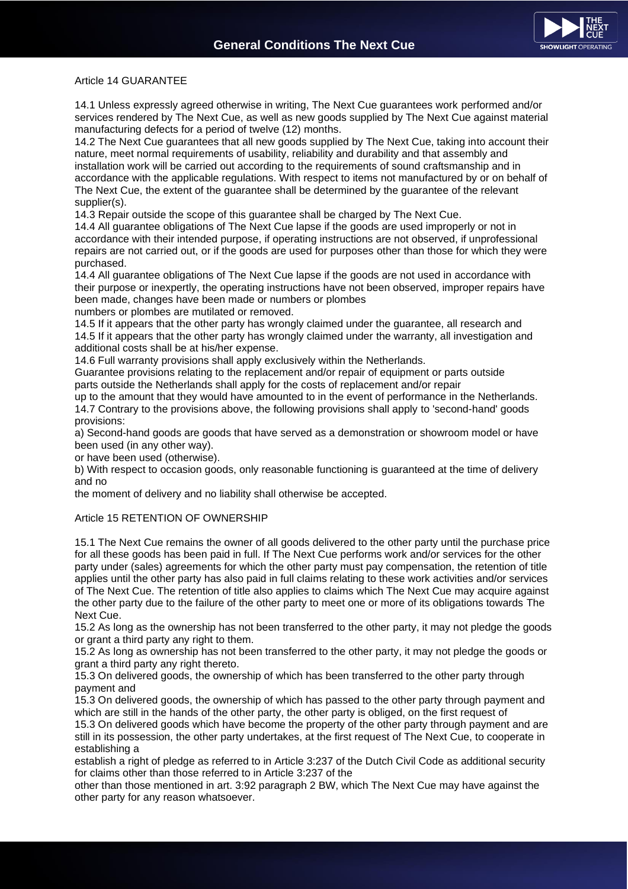## Article 14 GUARANTEE

14.1 Unless expressly agreed otherwise in writing, The Next Cue guarantees work performed and/or services rendered by The Next Cue, as well as new goods supplied by The Next Cue against material manufacturing defects for a period of twelve (12) months.
14.2 The Next Cue guarantees that all new goods supplied by The Next Cue, taking into account their nature, meet normal requirements of usability, reliability and durability and that assembly and installation work will be carried out according to the requirements of sound craftsmanship and in accordance with the applicable regulations. With respect to items not manufactured by or on behalf of The Next Cue, the extent of the guarantee shall be determined by the guarantee of the relevant supplier(s).
14.3 Repair outside the scope of this guarantee shall be charged by The Next Cue.
14.4 All guarantee obligations of The Next Cue lapse if the goods are used improperly or not in accordance with their intended purpose, if operating instructions are not observed, if unprofessional repairs are not carried out, or if the goods are used for purposes other than those for which they were purchased.
14.4 All guarantee obligations of The Next Cue lapse if the goods are not used in accordance with their purpose or inexpertly, the operating instructions have not been observed, improper repairs have been made, changes have been made or numbers or plombes
numbers or plombes are mutilated or removed.
14.5 If it appears that the other party has wrongly claimed under the guarantee, all research and
14.5 If it appears that the other party has wrongly claimed under the warranty, all investigation and additional costs shall be at his/her expense.
14.6 Full warranty provisions shall apply exclusively within the Netherlands.
Guarantee provisions relating to the replacement and/or repair of equipment or parts outside
parts outside the Netherlands shall apply for the costs of replacement and/or repair
up to the amount that they would have amounted to in the event of performance in the Netherlands.
14.7 Contrary to the provisions above, the following provisions shall apply to 'second-hand' goods provisions:
a) Second-hand goods are goods that have served as a demonstration or showroom model or have been used (in any other way).
or have been used (otherwise).
b) With respect to occasion goods, only reasonable functioning is guaranteed at the time of delivery and no
the moment of delivery and no liability shall otherwise be accepted.

## Article 15 RETENTION OF OWNERSHIP

15.1 The Next Cue remains the owner of all goods delivered to the other party until the purchase price for all these goods has been paid in full. If The Next Cue performs work and/or services for the other party under (sales) agreements for which the other party must pay compensation, the retention of title applies until the other party has also paid in full claims relating to these work activities and/or services of The Next Cue. The retention of title also applies to claims which The Next Cue may acquire against the other party due to the failure of the other party to meet one or more of its obligations towards The Next Cue.
15.2 As long as the ownership has not been transferred to the other party, it may not pledge the goods or grant a third party any right to them.
15.2 As long as ownership has not been transferred to the other party, it may not pledge the goods or grant a third party any right thereto.
15.3 On delivered goods, the ownership of which has been transferred to the other party through payment and
15.3 On delivered goods, the ownership of which has passed to the other party through payment and which are still in the hands of the other party, the other party is obliged, on the first request of
15.3 On delivered goods which have become the property of the other party through payment and are still in its possession, the other party undertakes, at the first request of The Next Cue, to cooperate in establishing a
establish a right of pledge as referred to in Article 3:237 of the Dutch Civil Code as additional security for claims other than those referred to in Article 3:237 of the
other than those mentioned in art. 3:92 paragraph 2 BW, which The Next Cue may have against the other party for any reason whatsoever.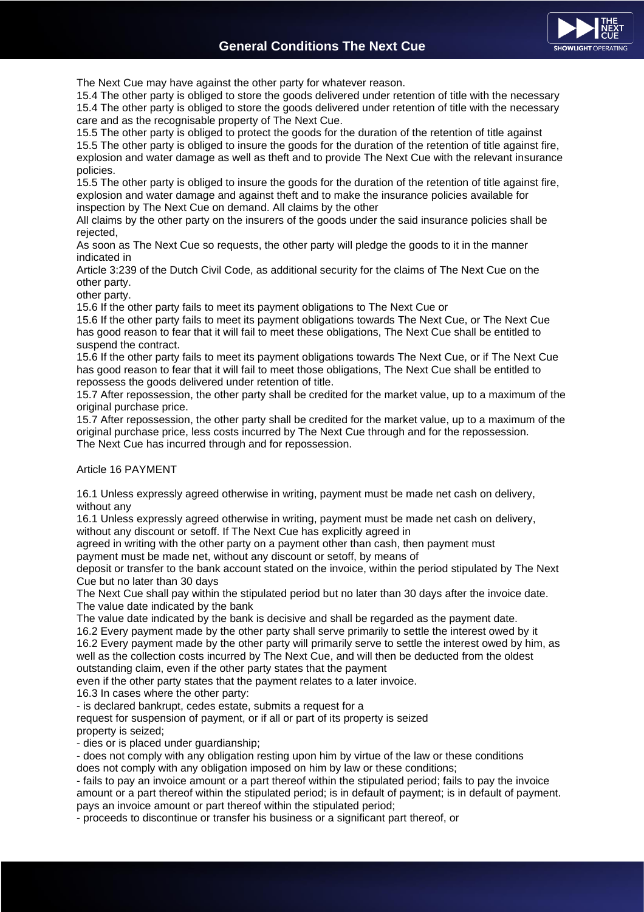The Next Cue may have against the other party for whatever reason.

15.4 The other party is obliged to store the goods delivered under retention of title with the necessary
15.4 The other party is obliged to store the goods delivered under retention of title with the necessary care and as the recognisable property of The Next Cue.

15.5 The other party is obliged to protect the goods for the duration of the retention of title against
15.5 The other party is obliged to insure the goods for the duration of the retention of title against fire, explosion and water damage as well as theft and to provide The Next Cue with the relevant insurance policies.

15.5 The other party is obliged to insure the goods for the duration of the retention of title against fire, explosion and water damage and against theft and to make the insurance policies available for inspection by The Next Cue on demand. All claims by the other
All claims by the other party on the insurers of the goods under the said insurance policies shall be rejected,
As soon as The Next Cue so requests, the other party will pledge the goods to it in the manner indicated in
Article 3:239 of the Dutch Civil Code, as additional security for the claims of The Next Cue on the other party.
other party.

15.6 If the other party fails to meet its payment obligations to The Next Cue or
15.6 If the other party fails to meet its payment obligations towards The Next Cue, or The Next Cue has good reason to fear that it will fail to meet these obligations, The Next Cue shall be entitled to suspend the contract.

15.6 If the other party fails to meet its payment obligations towards The Next Cue, or if The Next Cue has good reason to fear that it will fail to meet those obligations, The Next Cue shall be entitled to repossess the goods delivered under retention of title.

15.7 After repossession, the other party shall be credited for the market value, up to a maximum of the original purchase price.
15.7 After repossession, the other party shall be credited for the market value, up to a maximum of the original purchase price, less costs incurred by The Next Cue through and for the repossession.
The Next Cue has incurred through and for repossession.

Article 16 PAYMENT

16.1 Unless expressly agreed otherwise in writing, payment must be made net cash on delivery, without any
16.1 Unless expressly agreed otherwise in writing, payment must be made net cash on delivery, without any discount or setoff. If The Next Cue has explicitly agreed in
agreed in writing with the other party on a payment other than cash, then payment must
payment must be made net, without any discount or setoff, by means of
deposit or transfer to the bank account stated on the invoice, within the period stipulated by The Next Cue but no later than 30 days
The Next Cue shall pay within the stipulated period but no later than 30 days after the invoice date.
The value date indicated by the bank
The value date indicated by the bank is decisive and shall be regarded as the payment date.

16.2 Every payment made by the other party shall serve primarily to settle the interest owed by it
16.2 Every payment made by the other party will primarily serve to settle the interest owed by him, as well as the collection costs incurred by The Next Cue, and will then be deducted from the oldest outstanding claim, even if the other party states that the payment
even if the other party states that the payment relates to a later invoice.

16.3 In cases where the other party:

- is declared bankrupt, cedes estate, submits a request for a
request for suspension of payment, or if all or part of its property is seized
property is seized;
- dies or is placed under guardianship;
- does not comply with any obligation resting upon him by virtue of the law or these conditions
does not comply with any obligation imposed on him by law or these conditions;
- fails to pay an invoice amount or a part thereof within the stipulated period; fails to pay the invoice amount or a part thereof within the stipulated period; is in default of payment; is in default of payment.
pays an invoice amount or part thereof within the stipulated period;
- proceeds to discontinue or transfer his business or a significant part thereof, or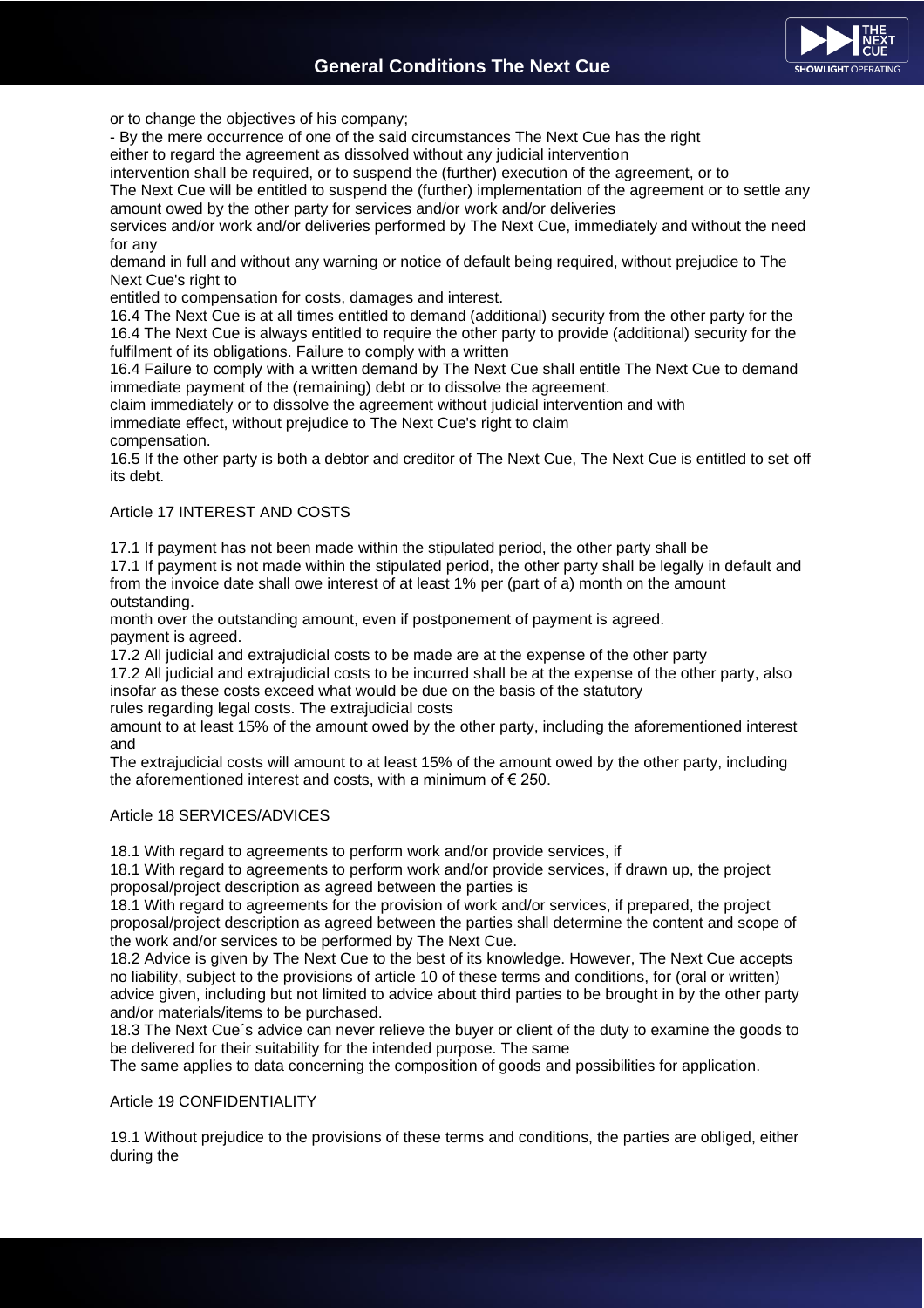or to change the objectives of his company;

- By the mere occurrence of one of the said circumstances The Next Cue has the right

either to regard the agreement as dissolved without any judicial intervention

intervention shall be required, or to suspend the (further) execution of the agreement, or to

The Next Cue will be entitled to suspend the (further) implementation of the agreement or to settle any amount owed by the other party for services and/or work and/or deliveries

services and/or work and/or deliveries performed by The Next Cue, immediately and without the need for any

demand in full and without any warning or notice of default being required, without prejudice to The Next Cue's right to

entitled to compensation for costs, damages and interest.

16.4 The Next Cue is at all times entitled to demand (additional) security from the other party for the

16.4 The Next Cue is always entitled to require the other party to provide (additional) security for the fulfilment of its obligations. Failure to comply with a written

16.4 Failure to comply with a written demand by The Next Cue shall entitle The Next Cue to demand immediate payment of the (remaining) debt or to dissolve the agreement.

claim immediately or to dissolve the agreement without judicial intervention and with

immediate effect, without prejudice to The Next Cue's right to claim

compensation.

16.5 If the other party is both a debtor and creditor of The Next Cue, The Next Cue is entitled to set off its debt.

## Article 17 INTEREST AND COSTS

17.1 If payment has not been made within the stipulated period, the other party shall be

17.1 If payment is not made within the stipulated period, the other party shall be legally in default and from the invoice date shall owe interest of at least 1% per (part of a) month on the amount outstanding.

month over the outstanding amount, even if postponement of payment is agreed.

payment is agreed.

17.2 All judicial and extrajudicial costs to be made are at the expense of the other party

17.2 All judicial and extrajudicial costs to be incurred shall be at the expense of the other party, also insofar as these costs exceed what would be due on the basis of the statutory

rules regarding legal costs. The extrajudicial costs

amount to at least 15% of the amount owed by the other party, including the aforementioned interest and

The extrajudicial costs will amount to at least 15% of the amount owed by the other party, including the aforementioned interest and costs, with a minimum of € 250.

## Article 18 SERVICES/ADVICES

18.1 With regard to agreements to perform work and/or provide services, if

18.1 With regard to agreements to perform work and/or provide services, if drawn up, the project proposal/project description as agreed between the parties is

18.1 With regard to agreements for the provision of work and/or services, if prepared, the project proposal/project description as agreed between the parties shall determine the content and scope of the work and/or services to be performed by The Next Cue.

18.2 Advice is given by The Next Cue to the best of its knowledge. However, The Next Cue accepts no liability, subject to the provisions of article 10 of these terms and conditions, for (oral or written) advice given, including but not limited to advice about third parties to be brought in by the other party and/or materials/items to be purchased.

18.3 The Next Cue´s advice can never relieve the buyer or client of the duty to examine the goods to be delivered for their suitability for the intended purpose. The same

The same applies to data concerning the composition of goods and possibilities for application.

## Article 19 CONFIDENTIALITY

19.1 Without prejudice to the provisions of these terms and conditions, the parties are obliged, either during the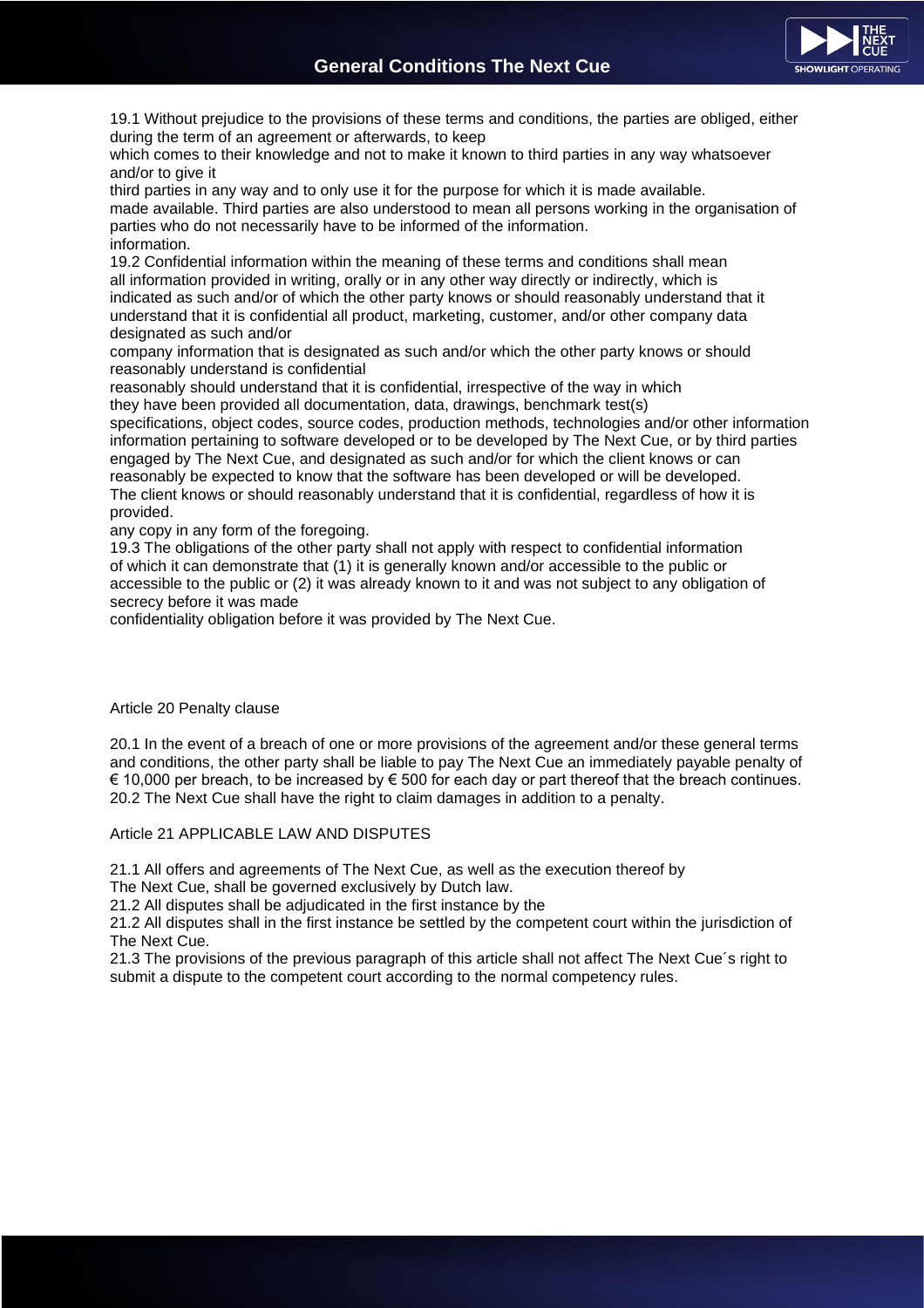19.1 Without prejudice to the provisions of these terms and conditions, the parties are obliged, either during the term of an agreement or afterwards, to keep
which comes to their knowledge and not to make it known to third parties in any way whatsoever and/or to give it
third parties in any way and to only use it for the purpose for which it is made available.
made available. Third parties are also understood to mean all persons working in the organisation of parties who do not necessarily have to be informed of the information.
information.
19.2 Confidential information within the meaning of these terms and conditions shall mean
all information provided in writing, orally or in any other way directly or indirectly, which is
indicated as such and/or of which the other party knows or should reasonably understand that it
understand that it is confidential all product, marketing, customer, and/or other company data designated as such and/or
company information that is designated as such and/or which the other party knows or should reasonably understand is confidential
reasonably should understand that it is confidential, irrespective of the way in which
they have been provided all documentation, data, drawings, benchmark test(s)
specifications, object codes, source codes, production methods, technologies and/or other information
information pertaining to software developed or to be developed by The Next Cue, or by third parties
engaged by The Next Cue, and designated as such and/or for which the client knows or can
reasonably be expected to know that the software has been developed or will be developed.
The client knows or should reasonably understand that it is confidential, regardless of how it is provided.
any copy in any form of the foregoing.
19.3 The obligations of the other party shall not apply with respect to confidential information
of which it can demonstrate that (1) it is generally known and/or accessible to the public or
accessible to the public or (2) it was already known to it and was not subject to any obligation of secrecy before it was made
confidentiality obligation before it was provided by The Next Cue.

Article 20 Penalty clause

20.1 In the event of a breach of one or more provisions of the agreement and/or these general terms and conditions, the other party shall be liable to pay The Next Cue an immediately payable penalty of € 10,000 per breach, to be increased by € 500 for each day or part thereof that the breach continues.
20.2 The Next Cue shall have the right to claim damages in addition to a penalty.

Article 21 APPLICABLE LAW AND DISPUTES

21.1 All offers and agreements of The Next Cue, as well as the execution thereof by
The Next Cue, shall be governed exclusively by Dutch law.
21.2 All disputes shall be adjudicated in the first instance by the
21.2 All disputes shall in the first instance be settled by the competent court within the jurisdiction of The Next Cue.
21.3 The provisions of the previous paragraph of this article shall not affect The Next Cue´s right to submit a dispute to the competent court according to the normal competency rules.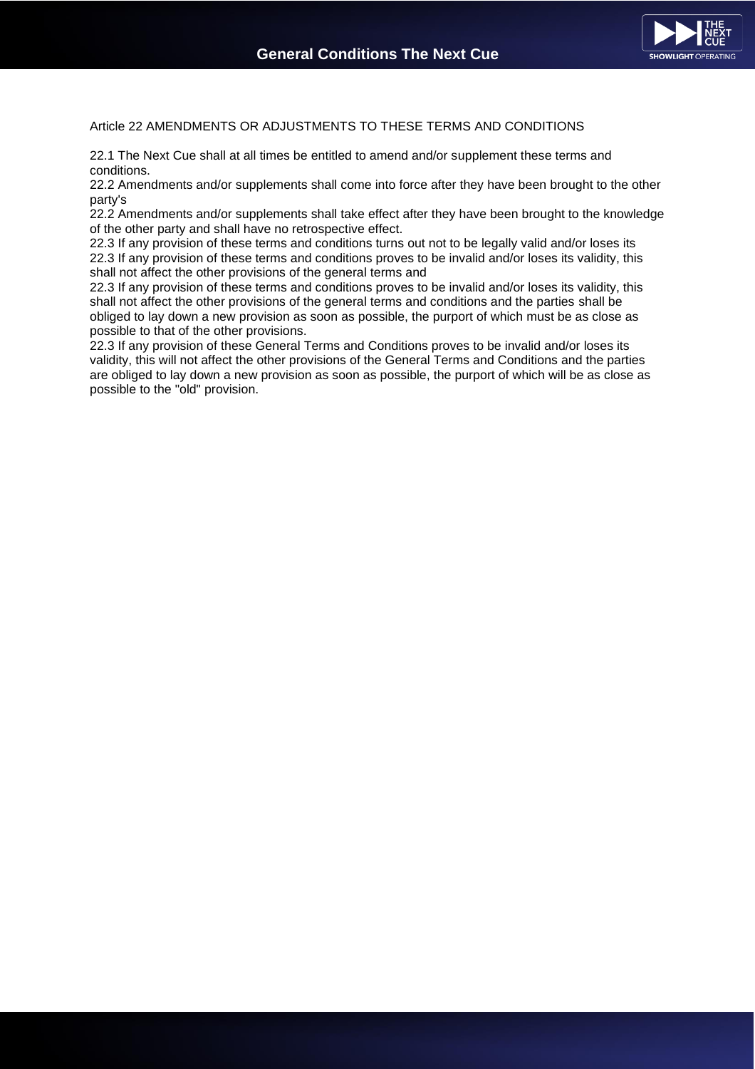Article 22 AMENDMENTS OR ADJUSTMENTS TO THESE TERMS AND CONDITIONS

22.1 The Next Cue shall at all times be entitled to amend and/or supplement these terms and conditions.
22.2 Amendments and/or supplements shall come into force after they have been brought to the other party's
22.2 Amendments and/or supplements shall take effect after they have been brought to the knowledge of the other party and shall have no retrospective effect.
22.3 If any provision of these terms and conditions turns out not to be legally valid and/or loses its
22.3 If any provision of these terms and conditions proves to be invalid and/or loses its validity, this shall not affect the other provisions of the general terms and
22.3 If any provision of these terms and conditions proves to be invalid and/or loses its validity, this shall not affect the other provisions of the general terms and conditions and the parties shall be obliged to lay down a new provision as soon as possible, the purport of which must be as close as possible to that of the other provisions.
22.3 If any provision of these General Terms and Conditions proves to be invalid and/or loses its validity, this will not affect the other provisions of the General Terms and Conditions and the parties are obliged to lay down a new provision as soon as possible, the purport of which will be as close as possible to the "old" provision.